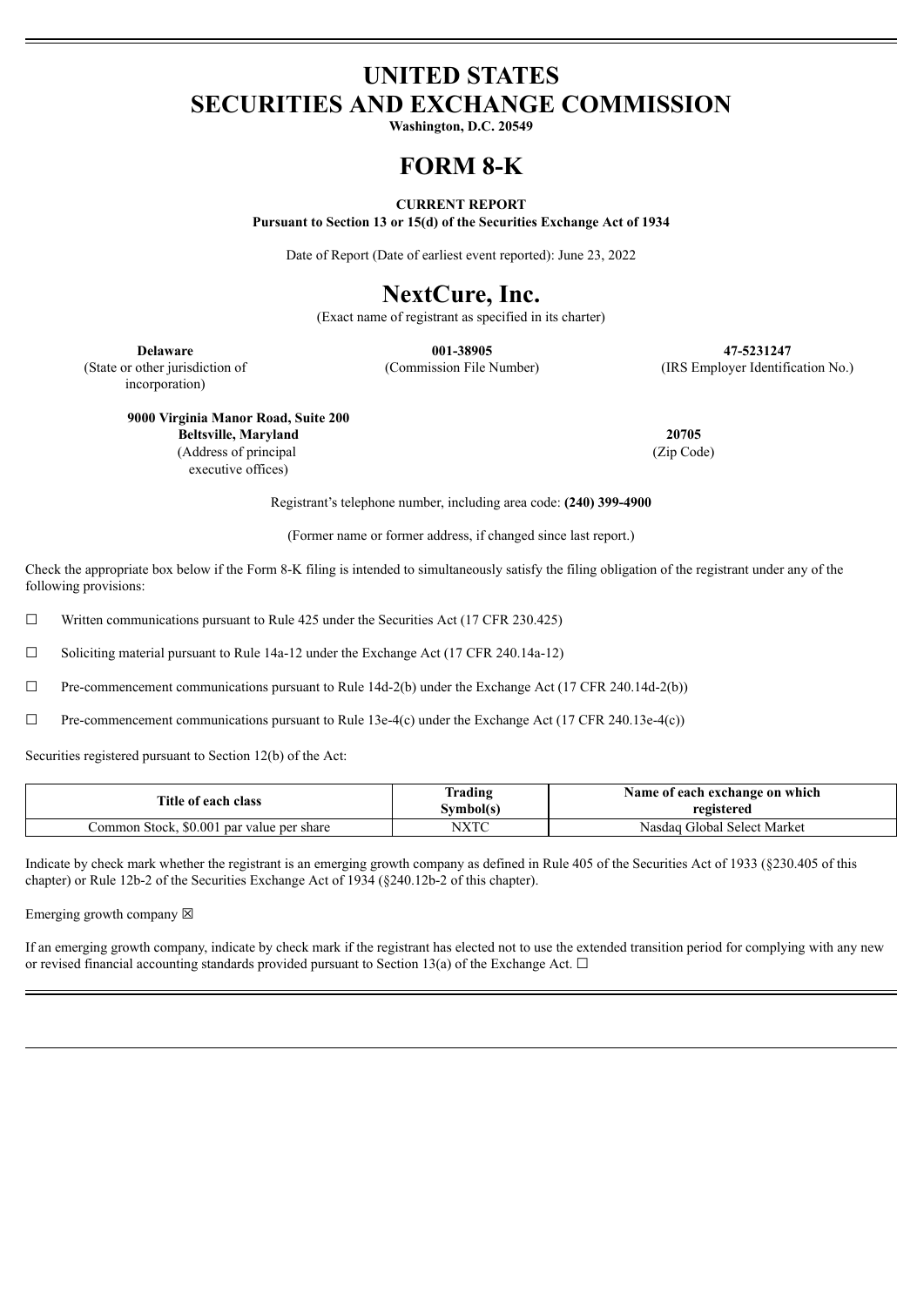# UNITED STATES
# SECURITIES AND EXCHANGE COMMISSION

**Washington, D.C. 20549**

# FORM 8-K

**CURRENT REPORT**
**Pursuant to Section 13 or 15(d) of the Securities Exchange Act of 1934**

Date of Report (Date of earliest event reported): June 23, 2022

# NextCure, Inc.

(Exact name of registrant as specified in its charter)

| **Delaware** | **001-38905** | **47-5231247** |
|---|---|---|
| (State or other jurisdiction of incorporation) | (Commission File Number) | (IRS Employer Identification No.) |

| **9000 Virginia Manor Road, Suite 200** **Beltsville, Maryland** | **20705** |
|---|---|
| (Address of principal executive offices) | (Zip Code) |

Registrant's telephone number, including area code: **(240) 399-4900**

(Former name or former address, if changed since last report.)

Check the appropriate box below if the Form 8-K filing is intended to simultaneously satisfy the filing obligation of the registrant under any of the following provisions:

☐ Written communications pursuant to Rule 425 under the Securities Act (17 CFR 230.425)

☐ Soliciting material pursuant to Rule 14a-12 under the Exchange Act (17 CFR 240.14a-12)

☐ Pre-commencement communications pursuant to Rule 14d-2(b) under the Exchange Act (17 CFR 240.14d-2(b))

☐ Pre-commencement communications pursuant to Rule 13e-4(c) under the Exchange Act (17 CFR 240.13e-4(c))

Securities registered pursuant to Section 12(b) of the Act:

| Title of each class | Trading Symbol(s) | Name of each exchange on which registered |
|---|---|---|
| Common Stock, $0.001 par value per share | NXTC | Nasdaq Global Select Market |

Indicate by check mark whether the registrant is an emerging growth company as defined in Rule 405 of the Securities Act of 1933 (§230.405 of this chapter) or Rule 12b-2 of the Securities Exchange Act of 1934 (§240.12b-2 of this chapter).

Emerging growth company ☒

If an emerging growth company, indicate by check mark if the registrant has elected not to use the extended transition period for complying with any new or revised financial accounting standards provided pursuant to Section 13(a) of the Exchange Act. ☐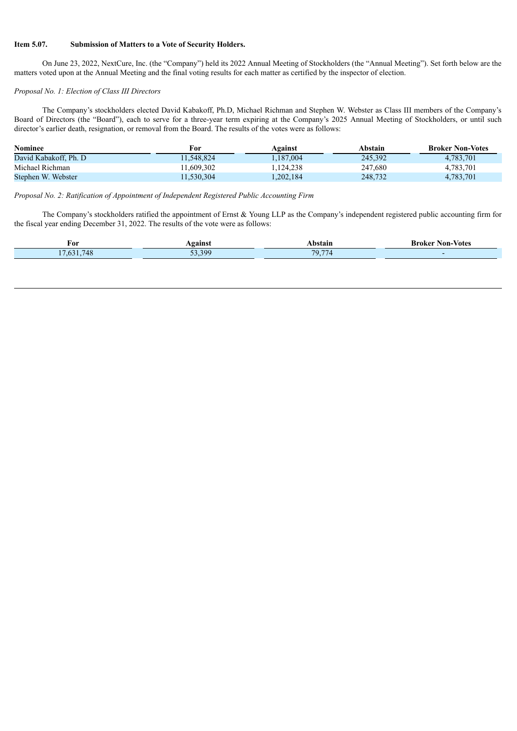**Item 5.07. Submission of Matters to a Vote of Security Holders.**

On June 23, 2022, NextCure, Inc. (the "Company") held its 2022 Annual Meeting of Stockholders (the "Annual Meeting"). Set forth below are the matters voted upon at the Annual Meeting and the final voting results for each matter as certified by the inspector of election.

*Proposal No. 1: Election of Class III Directors*

The Company's stockholders elected David Kabakoff, Ph.D, Michael Richman and Stephen W. Webster as Class III members of the Company's Board of Directors (the "Board"), each to serve for a three-year term expiring at the Company's 2025 Annual Meeting of Stockholders, or until such director's earlier death, resignation, or removal from the Board. The results of the votes were as follows:

| Nominee | For | Against | Abstain | Broker Non-Votes |
|---|---|---|---|---|
| David Kabakoff, Ph. D | 11,548,824 | 1,187,004 | 245,392 | 4,783,701 |
| Michael Richman | 11,609,302 | 1,124,238 | 247,680 | 4,783,701 |
| Stephen W. Webster | 11,530,304 | 1,202,184 | 248,732 | 4,783,701 |

*Proposal No. 2: Ratification of Appointment of Independent Registered Public Accounting Firm*

The Company's stockholders ratified the appointment of Ernst & Young LLP as the Company's independent registered public accounting firm for the fiscal year ending December 31, 2022. The results of the vote were as follows:

| For | Against | Abstain | Broker Non-Votes |
|---|---|---|---|
| 17,631,748 | 53,399 | 79,774 | - |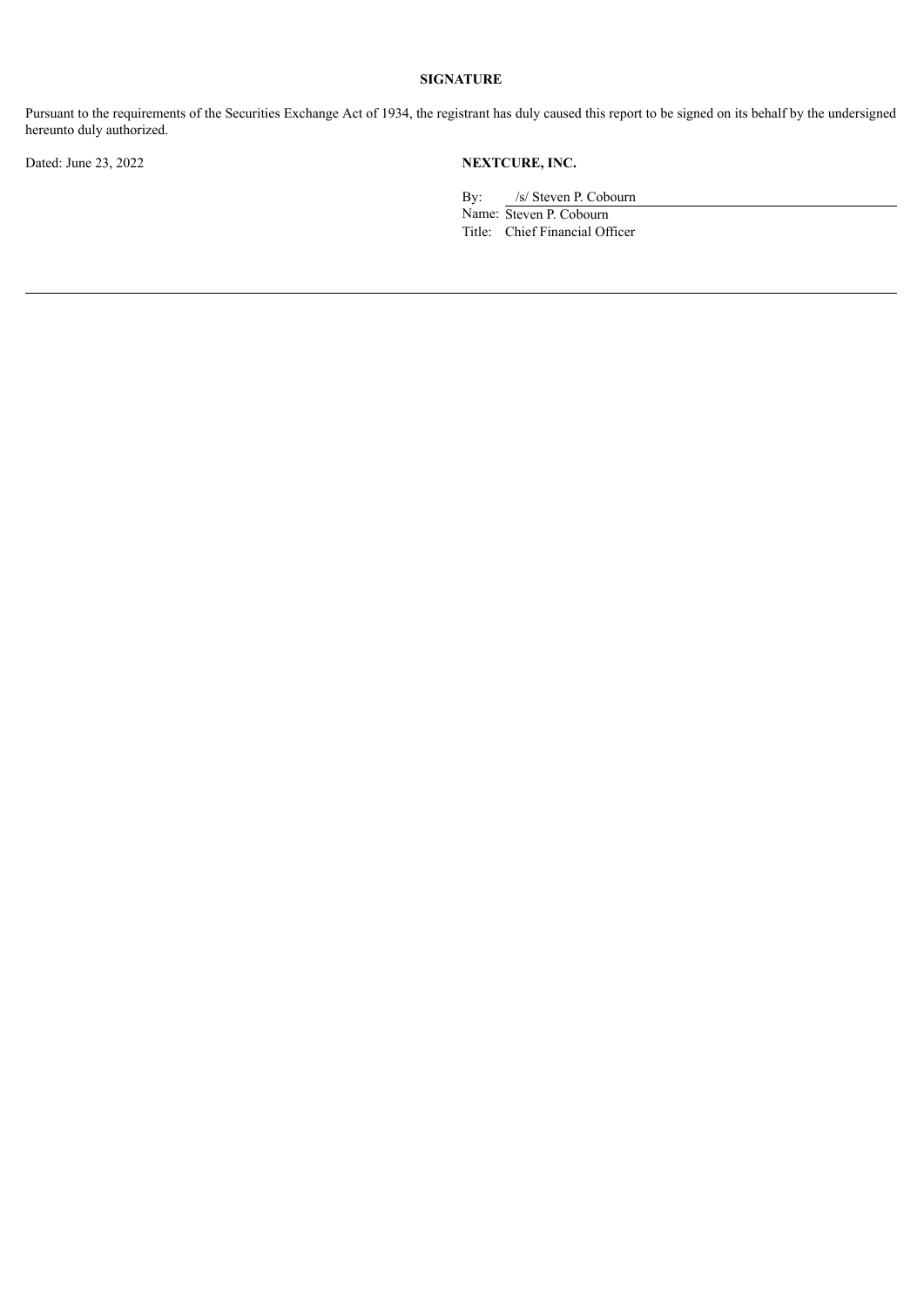**SIGNATURE**

Pursuant to the requirements of the Securities Exchange Act of 1934, the registrant has duly caused this report to be signed on its behalf by the undersigned hereunto duly authorized.

Dated: June 23, 2022

**NEXTCURE, INC.**

By: /s/ Steven P. Cobourn
Name: Steven P. Cobourn
Title: Chief Financial Officer